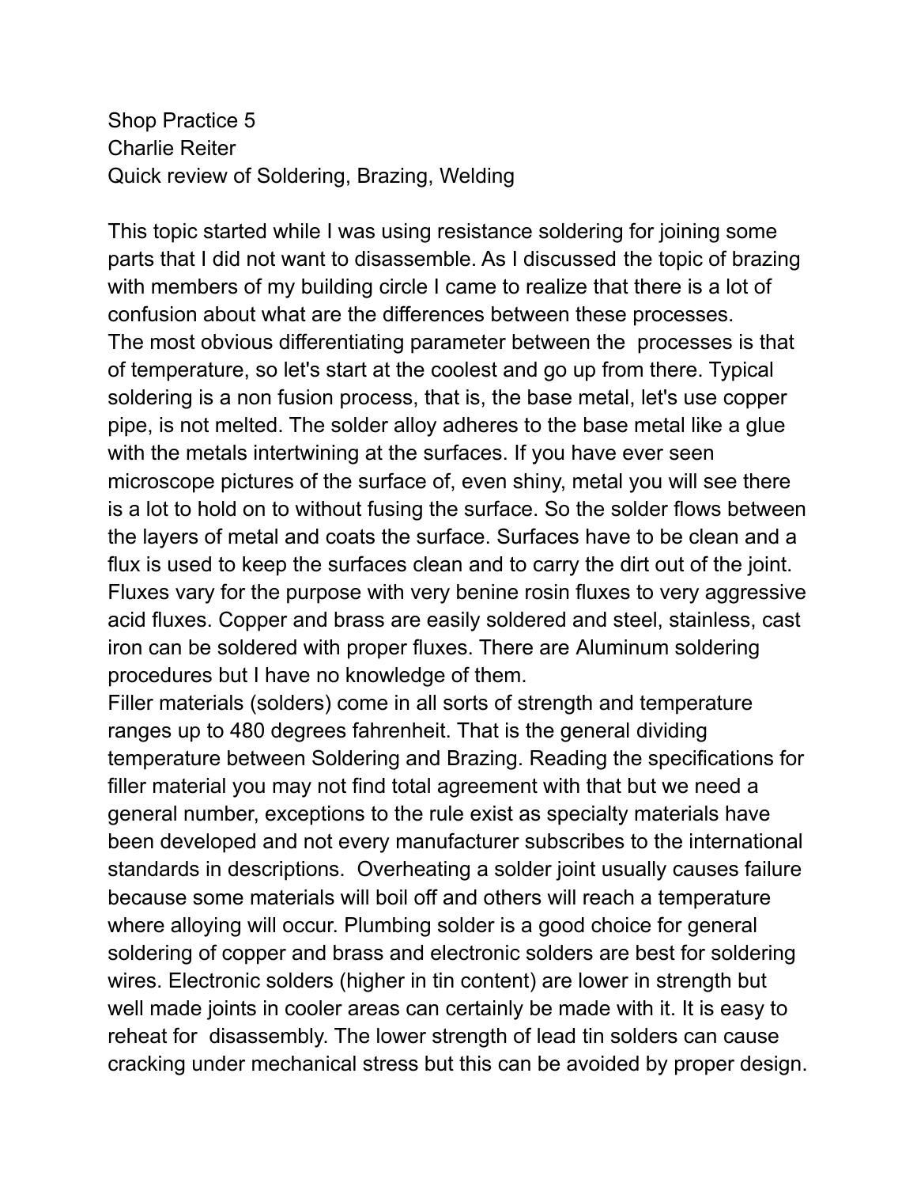Shop Practice 5
Charlie Reiter
Quick review of Soldering, Brazing, Welding

This topic started while I was using resistance soldering for joining some parts that I did not want to disassemble. As I discussed the topic of brazing with members of my building circle I came to realize that there is a lot of confusion about what are the differences between these processes.
The most obvious differentiating parameter between the processes is that of temperature, so let's start at the coolest and go up from there. Typical soldering is a non fusion process, that is, the base metal, let's use copper pipe, is not melted. The solder alloy adheres to the base metal like a glue with the metals intertwining at the surfaces. If you have ever seen microscope pictures of the surface of, even shiny, metal you will see there is a lot to hold on to without fusing the surface. So the solder flows between the layers of metal and coats the surface. Surfaces have to be clean and a flux is used to keep the surfaces clean and to carry the dirt out of the joint. Fluxes vary for the purpose with very benine rosin fluxes to very aggressive acid fluxes. Copper and brass are easily soldered and steel, stainless, cast iron can be soldered with proper fluxes. There are Aluminum soldering procedures but I have no knowledge of them.
Filler materials (solders) come in all sorts of strength and temperature ranges up to 480 degrees fahrenheit. That is the general dividing temperature between Soldering and Brazing. Reading the specifications for filler material you may not find total agreement with that but we need a general number, exceptions to the rule exist as specialty materials have been developed and not every manufacturer subscribes to the international standards in descriptions. Overheating a solder joint usually causes failure because some materials will boil off and others will reach a temperature where alloying will occur. Plumbing solder is a good choice for general soldering of copper and brass and electronic solders are best for soldering wires. Electronic solders (higher in tin content) are lower in strength but well made joints in cooler areas can certainly be made with it. It is easy to reheat for disassembly. The lower strength of lead tin solders can cause cracking under mechanical stress but this can be avoided by proper design.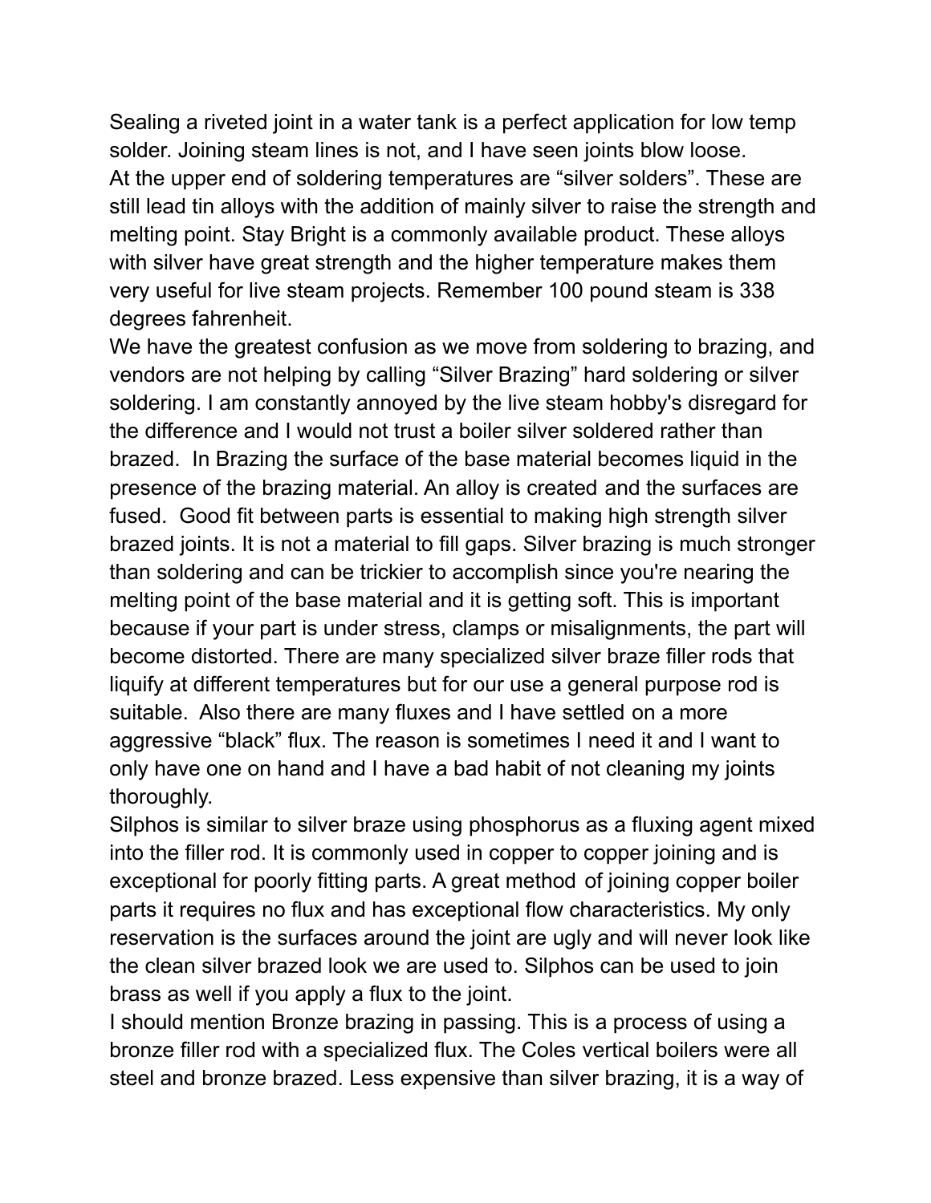Sealing a riveted joint in a water tank is a perfect application for low temp solder. Joining steam lines is not, and I have seen joints blow loose.

At the upper end of soldering temperatures are “silver solders”. These are still lead tin alloys with the addition of mainly silver to raise the strength and melting point. Stay Bright is a commonly available product. These alloys with silver have great strength and the higher temperature makes them very useful for live steam projects. Remember 100 pound steam is 338 degrees fahrenheit.

We have the greatest confusion as we move from soldering to brazing, and vendors are not helping by calling “Silver Brazing” hard soldering or silver soldering. I am constantly annoyed by the live steam hobby's disregard for the difference and I would not trust a boiler silver soldered rather than brazed. In Brazing the surface of the base material becomes liquid in the presence of the brazing material. An alloy is created and the surfaces are fused. Good fit between parts is essential to making high strength silver brazed joints. It is not a material to fill gaps. Silver brazing is much stronger than soldering and can be trickier to accomplish since you're nearing the melting point of the base material and it is getting soft. This is important because if your part is under stress, clamps or misalignments, the part will become distorted. There are many specialized silver braze filler rods that liquify at different temperatures but for our use a general purpose rod is suitable. Also there are many fluxes and I have settled on a more aggressive “black” flux. The reason is sometimes I need it and I want to only have one on hand and I have a bad habit of not cleaning my joints thoroughly.

Silphos is similar to silver braze using phosphorus as a fluxing agent mixed into the filler rod. It is commonly used in copper to copper joining and is exceptional for poorly fitting parts. A great method of joining copper boiler parts it requires no flux and has exceptional flow characteristics. My only reservation is the surfaces around the joint are ugly and will never look like the clean silver brazed look we are used to. Silphos can be used to join brass as well if you apply a flux to the joint.

I should mention Bronze brazing in passing. This is a process of using a bronze filler rod with a specialized flux. The Coles vertical boilers were all steel and bronze brazed. Less expensive than silver brazing, it is a way of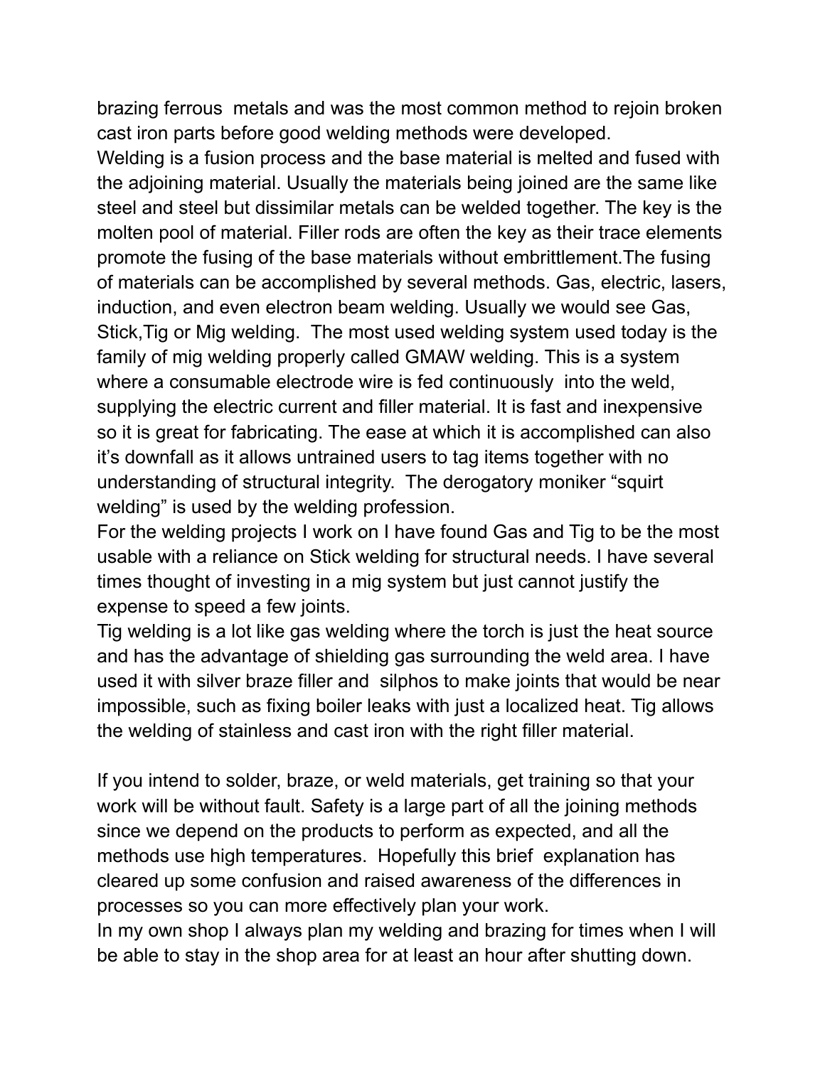brazing ferrous metals and was the most common method to rejoin broken cast iron parts before good welding methods were developed.

Welding is a fusion process and the base material is melted and fused with the adjoining material. Usually the materials being joined are the same like steel and steel but dissimilar metals can be welded together. The key is the molten pool of material. Filler rods are often the key as their trace elements promote the fusing of the base materials without embrittlement.The fusing of materials can be accomplished by several methods. Gas, electric, lasers, induction, and even electron beam welding. Usually we would see Gas, Stick,Tig or Mig welding. The most used welding system used today is the family of mig welding properly called GMAW welding. This is a system where a consumable electrode wire is fed continuously into the weld, supplying the electric current and filler material. It is fast and inexpensive so it is great for fabricating. The ease at which it is accomplished can also it's downfall as it allows untrained users to tag items together with no understanding of structural integrity. The derogatory moniker "squirt welding" is used by the welding profession.

For the welding projects I work on I have found Gas and Tig to be the most usable with a reliance on Stick welding for structural needs. I have several times thought of investing in a mig system but just cannot justify the expense to speed a few joints.

Tig welding is a lot like gas welding where the torch is just the heat source and has the advantage of shielding gas surrounding the weld area. I have used it with silver braze filler and silphos to make joints that would be near impossible, such as fixing boiler leaks with just a localized heat. Tig allows the welding of stainless and cast iron with the right filler material.

If you intend to solder, braze, or weld materials, get training so that your work will be without fault. Safety is a large part of all the joining methods since we depend on the products to perform as expected, and all the methods use high temperatures. Hopefully this brief explanation has cleared up some confusion and raised awareness of the differences in processes so you can more effectively plan your work.

In my own shop I always plan my welding and brazing for times when I will be able to stay in the shop area for at least an hour after shutting down.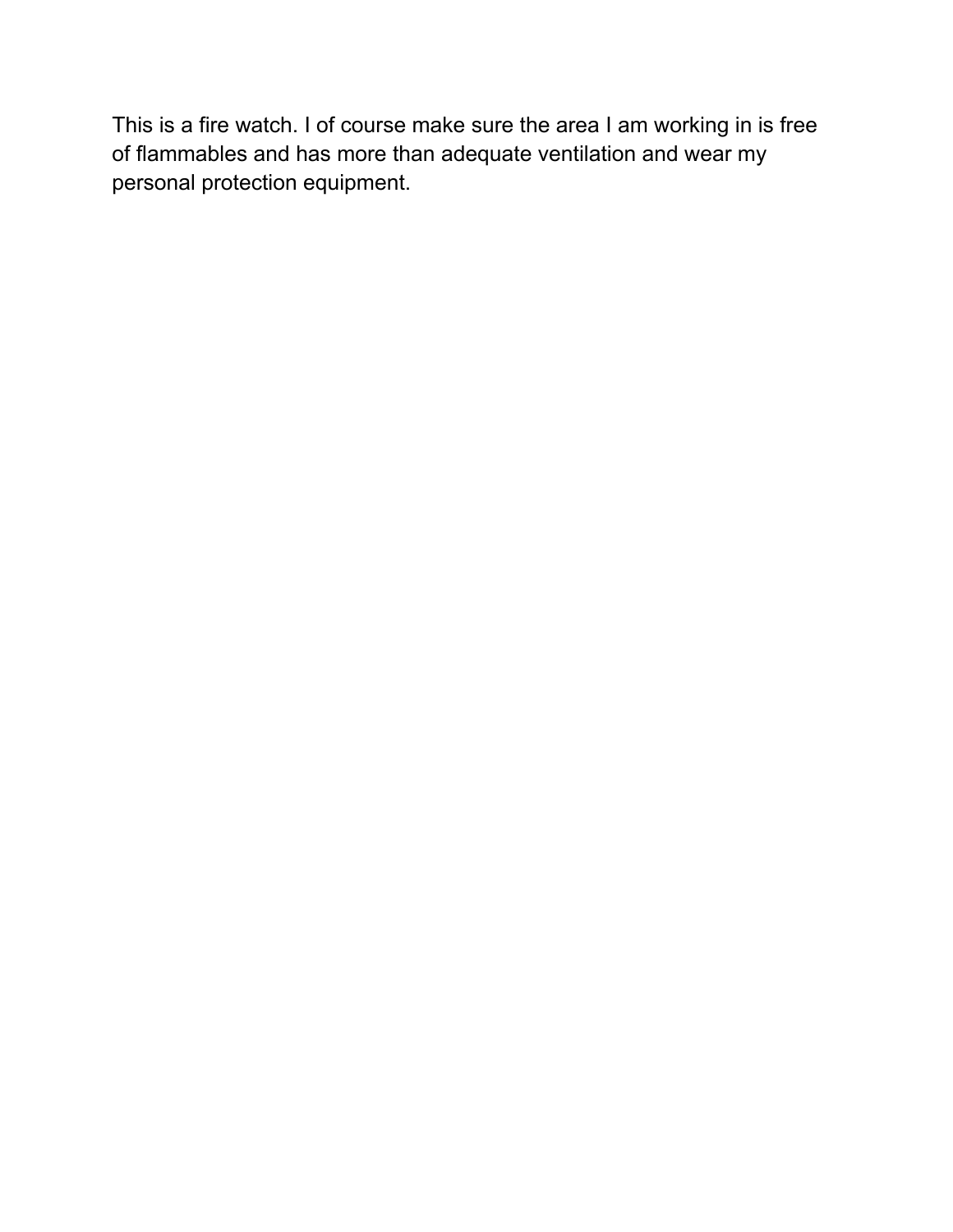This is a fire watch. I of course make sure the area I am working in is free of flammables and has more than adequate ventilation and wear my personal protection equipment.